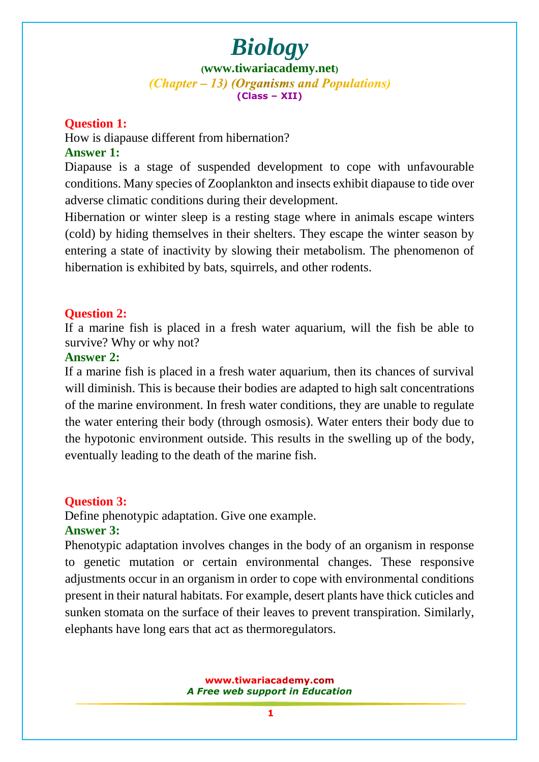# Biology

**(www.tiwariacademy.net)**

*(Chapter – 13) (Organisms and Populations)*

**(Class – XII)**

**Question 1:**

How is diapause different from hibernation?

**Answer 1:**

Diapause is a stage of suspended development to cope with unfavourable conditions. Many species of Zooplankton and insects exhibit diapause to tide over adverse climatic conditions during their development.

Hibernation or winter sleep is a resting stage where in animals escape winters (cold) by hiding themselves in their shelters. They escape the winter season by entering a state of inactivity by slowing their metabolism. The phenomenon of hibernation is exhibited by bats, squirrels, and other rodents.

**Question 2:**

If a marine fish is placed in a fresh water aquarium, will the fish be able to survive? Why or why not?

**Answer 2:**

If a marine fish is placed in a fresh water aquarium, then its chances of survival will diminish. This is because their bodies are adapted to high salt concentrations of the marine environment. In fresh water conditions, they are unable to regulate the water entering their body (through osmosis). Water enters their body due to the hypotonic environment outside. This results in the swelling up of the body, eventually leading to the death of the marine fish.

**Question 3:**

Define phenotypic adaptation. Give one example.

**Answer 3:**

Phenotypic adaptation involves changes in the body of an organism in response to genetic mutation or certain environmental changes. These responsive adjustments occur in an organism in order to cope with environmental conditions present in their natural habitats. For example, desert plants have thick cuticles and sunken stomata on the surface of their leaves to prevent transpiration. Similarly, elephants have long ears that act as thermoregulators.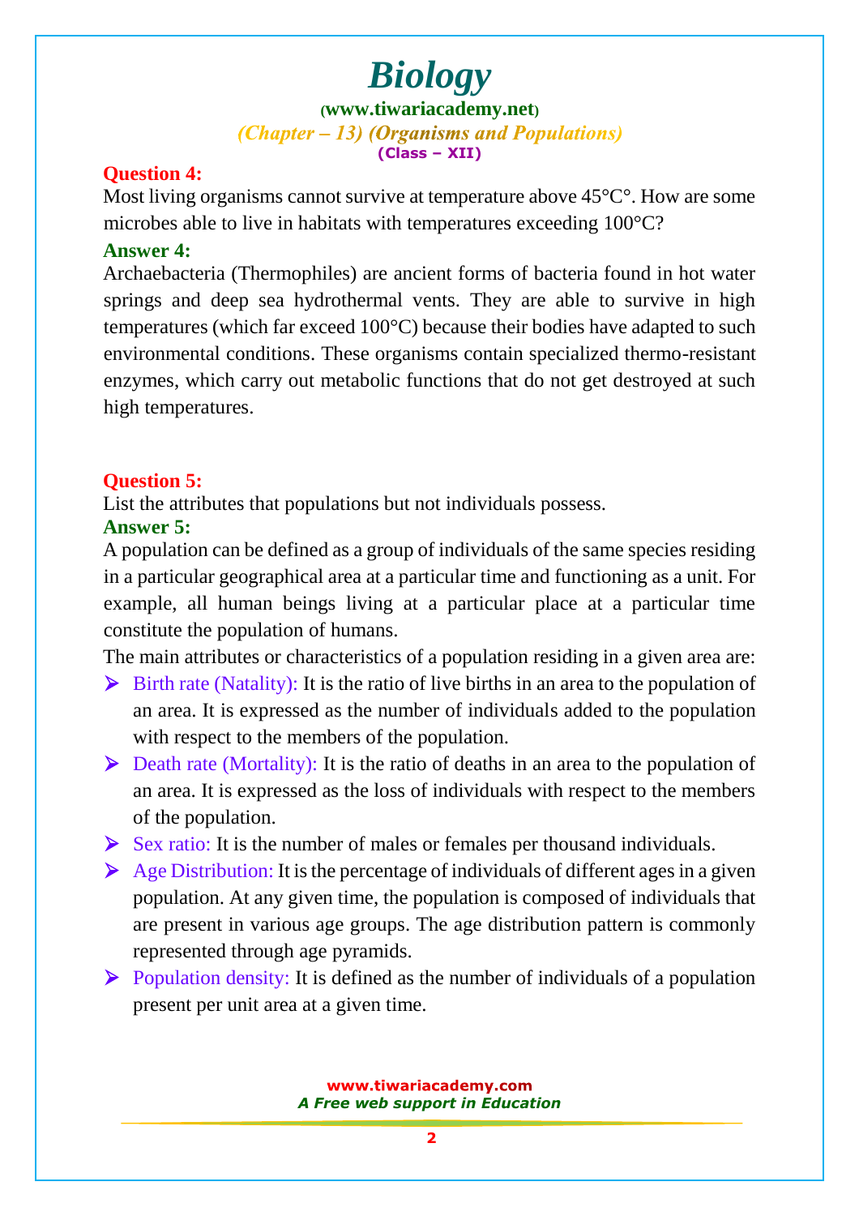**Question 4:**

Most living organisms cannot survive at temperature above 45°C°. How are some microbes able to live in habitats with temperatures exceeding 100°C?

**Answer 4:**

Archaebacteria (Thermophiles) are ancient forms of bacteria found in hot water springs and deep sea hydrothermal vents. They are able to survive in high temperatures (which far exceed 100°C) because their bodies have adapted to such environmental conditions. These organisms contain specialized thermo-resistant enzymes, which carry out metabolic functions that do not get destroyed at such high temperatures.

**Question 5:**

List the attributes that populations but not individuals possess.

**Answer 5:**

A population can be defined as a group of individuals of the same species residing in a particular geographical area at a particular time and functioning as a unit. For example, all human beings living at a particular place at a particular time constitute the population of humans.

The main attributes or characteristics of a population residing in a given area are:

- Birth rate (Natality): It is the ratio of live births in an area to the population of an area. It is expressed as the number of individuals added to the population with respect to the members of the population.
- Death rate (Mortality): It is the ratio of deaths in an area to the population of an area. It is expressed as the loss of individuals with respect to the members of the population.
- Sex ratio: It is the number of males or females per thousand individuals.
- Age Distribution: It is the percentage of individuals of different ages in a given population. At any given time, the population is composed of individuals that are present in various age groups. The age distribution pattern is commonly represented through age pyramids.
- Population density: It is defined as the number of individuals of a population present per unit area at a given time.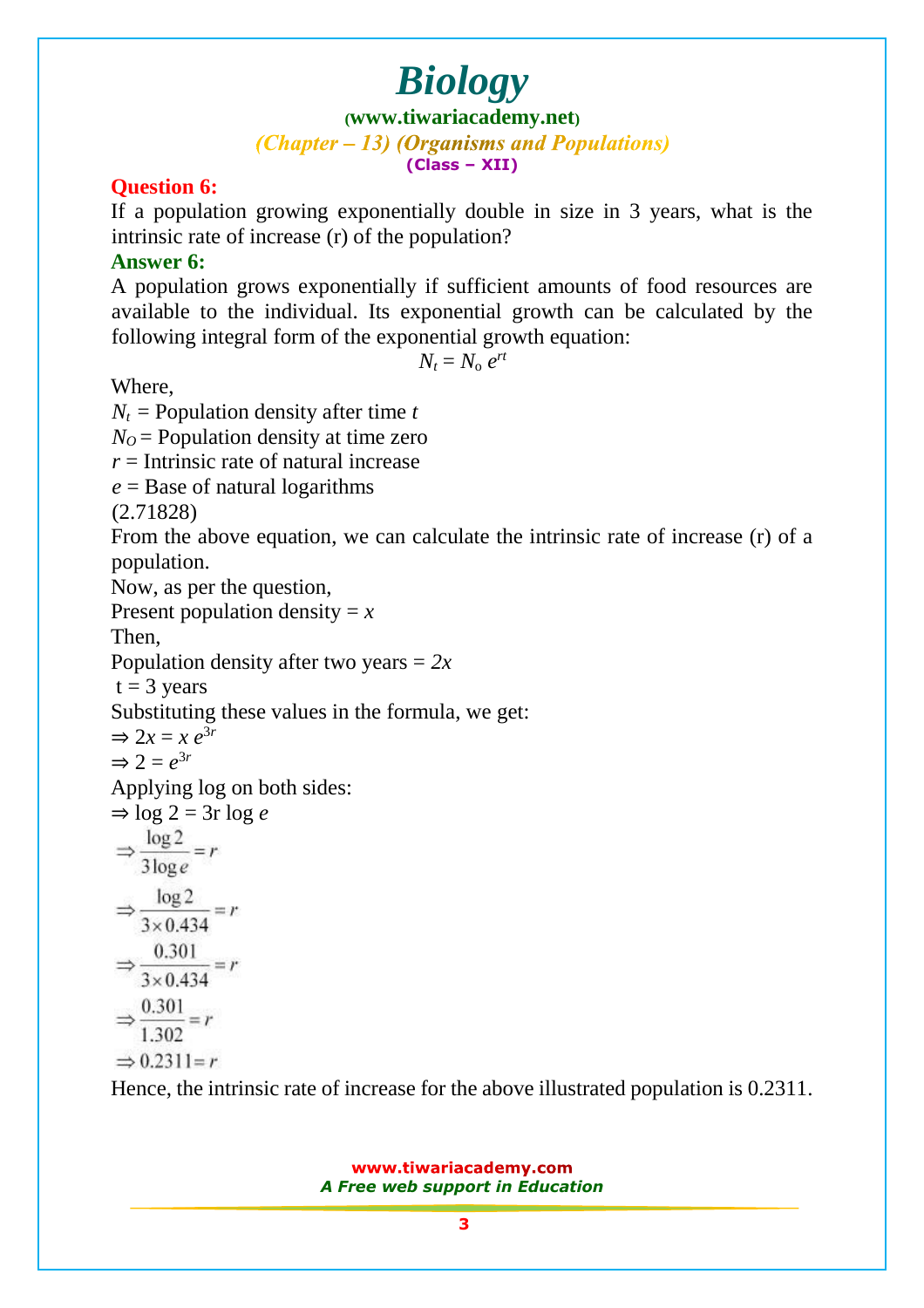**Question 6:**

If a population growing exponentially double in size in 3 years, what is the intrinsic rate of increase (r) of the population?

**Answer 6:**

A population grows exponentially if sufficient amounts of food resources are available to the individual. Its exponential growth can be calculated by the following integral form of the exponential growth equation:

$$N_t = N_o \, e^{rt}$$

Where,

$N_t$ = Population density after time $t$

$N_O$ = Population density at time zero

$r$ = Intrinsic rate of natural increase

$e$ = Base of natural logarithms

(2.71828)

From the above equation, we can calculate the intrinsic rate of increase (r) of a population.

Now, as per the question,

Present population density = $x$

Then,

Population density after two years = $2x$

t = 3 years

Substituting these values in the formula, we get:

$\Rightarrow 2x = x \, e^{3r}$

$\Rightarrow 2 = e^{3r}$

Applying log on both sides:

$\Rightarrow \log 2 = 3r \log e$

$$\Rightarrow \frac{\log 2}{3 \log e} = r$$

$$\Rightarrow \frac{\log 2}{3 \times 0.434} = r$$

$$\Rightarrow \frac{0.301}{3 \times 0.434} = r$$

$$\Rightarrow \frac{0.301}{1.302} = r$$

$$\Rightarrow 0.2311 = r$$

Hence, the intrinsic rate of increase for the above illustrated population is 0.2311.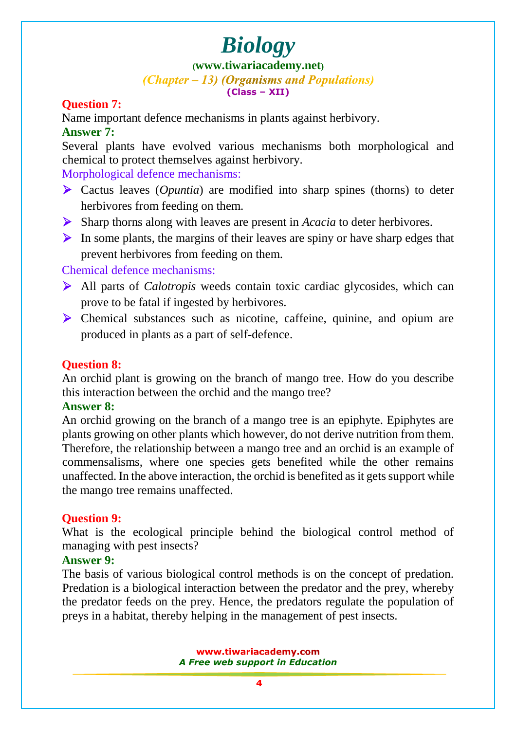**Question 7:**

Name important defence mechanisms in plants against herbivory.

**Answer 7:**

Several plants have evolved various mechanisms both morphological and chemical to protect themselves against herbivory.

Morphological defence mechanisms:

- Cactus leaves (*Opuntia*) are modified into sharp spines (thorns) to deter herbivores from feeding on them.
- Sharp thorns along with leaves are present in *Acacia* to deter herbivores.
- In some plants, the margins of their leaves are spiny or have sharp edges that prevent herbivores from feeding on them.

Chemical defence mechanisms:

- All parts of *Calotropis* weeds contain toxic cardiac glycosides, which can prove to be fatal if ingested by herbivores.
- Chemical substances such as nicotine, caffeine, quinine, and opium are produced in plants as a part of self-defence.

**Question 8:**

An orchid plant is growing on the branch of mango tree. How do you describe this interaction between the orchid and the mango tree?

**Answer 8:**

An orchid growing on the branch of a mango tree is an epiphyte. Epiphytes are plants growing on other plants which however, do not derive nutrition from them. Therefore, the relationship between a mango tree and an orchid is an example of commensalisms, where one species gets benefited while the other remains unaffected. In the above interaction, the orchid is benefited as it gets support while the mango tree remains unaffected.

**Question 9:**

What is the ecological principle behind the biological control method of managing with pest insects?

**Answer 9:**

The basis of various biological control methods is on the concept of predation. Predation is a biological interaction between the predator and the prey, whereby the predator feeds on the prey. Hence, the predators regulate the population of preys in a habitat, thereby helping in the management of pest insects.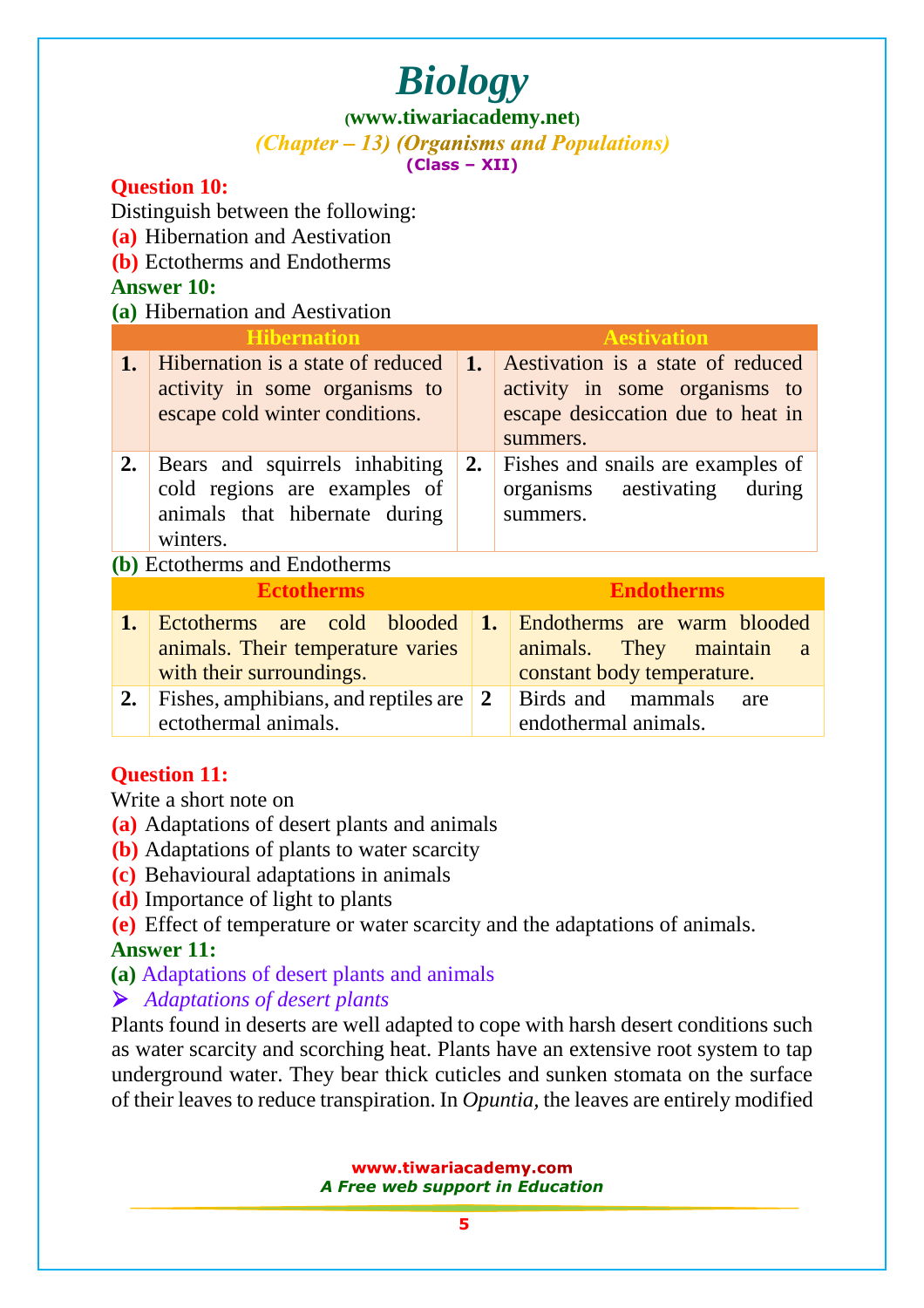**Question 10:**

Distinguish between the following:

**(a)** Hibernation and Aestivation

**(b)** Ectotherms and Endotherms

**Answer 10:**

**(a)** Hibernation and Aestivation

| | Hibernation | | Aestivation |
|---|---|---|---|
| **1.** | Hibernation is a state of reduced activity in some organisms to escape cold winter conditions. | **1.** | Aestivation is a state of reduced activity in some organisms to escape desiccation due to heat in summers. |
| **2.** | Bears and squirrels inhabiting cold regions are examples of animals that hibernate during winters. | **2.** | Fishes and snails are examples of organisms aestivating during summers. |

**(b)** Ectotherms and Endotherms

| | Ectotherms | | Endotherms |
|---|---|---|---|
| **1.** | Ectotherms are cold blooded animals. Their temperature varies with their surroundings. | **1.** | Endotherms are warm blooded animals. They maintain a constant body temperature. |
| **2.** | Fishes, amphibians, and reptiles are ectothermal animals. | **2** | Birds and mammals are endothermal animals. |

**Question 11:**

Write a short note on

**(a)** Adaptations of desert plants and animals

**(b)** Adaptations of plants to water scarcity

**(c)** Behavioural adaptations in animals

**(d)** Importance of light to plants

**(e)** Effect of temperature or water scarcity and the adaptations of animals.

**Answer 11:**

**(a)** Adaptations of desert plants and animals

- *Adaptations of desert plants*

Plants found in deserts are well adapted to cope with harsh desert conditions such as water scarcity and scorching heat. Plants have an extensive root system to tap underground water. They bear thick cuticles and sunken stomata on the surface of their leaves to reduce transpiration. In *Opuntia*, the leaves are entirely modified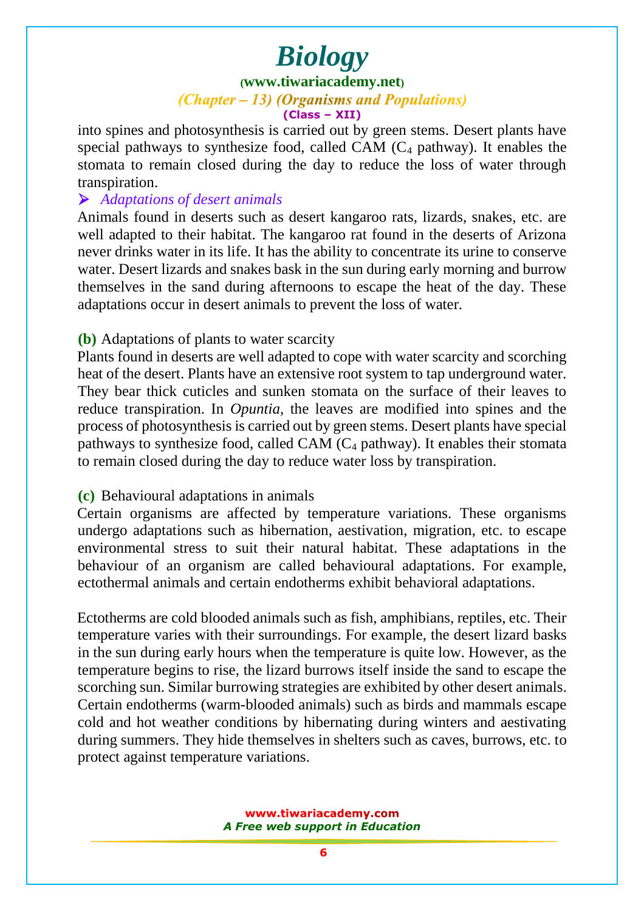into spines and photosynthesis is carried out by green stems. Desert plants have special pathways to synthesize food, called CAM ($C_4$ pathway). It enables the stomata to remain closed during the day to reduce the loss of water through transpiration.

➢ *Adaptations of desert animals*

Animals found in deserts such as desert kangaroo rats, lizards, snakes, etc. are well adapted to their habitat. The kangaroo rat found in the deserts of Arizona never drinks water in its life. It has the ability to concentrate its urine to conserve water. Desert lizards and snakes bask in the sun during early morning and burrow themselves in the sand during afternoons to escape the heat of the day. These adaptations occur in desert animals to prevent the loss of water.

**(b)** Adaptations of plants to water scarcity

Plants found in deserts are well adapted to cope with water scarcity and scorching heat of the desert. Plants have an extensive root system to tap underground water. They bear thick cuticles and sunken stomata on the surface of their leaves to reduce transpiration. In *Opuntia*, the leaves are modified into spines and the process of photosynthesis is carried out by green stems. Desert plants have special pathways to synthesize food, called CAM ($C_4$ pathway). It enables their stomata to remain closed during the day to reduce water loss by transpiration.

**(c)** Behavioural adaptations in animals

Certain organisms are affected by temperature variations. These organisms undergo adaptations such as hibernation, aestivation, migration, etc. to escape environmental stress to suit their natural habitat. These adaptations in the behaviour of an organism are called behavioural adaptations. For example, ectothermal animals and certain endotherms exhibit behavioral adaptations.

Ectotherms are cold blooded animals such as fish, amphibians, reptiles, etc. Their temperature varies with their surroundings. For example, the desert lizard basks in the sun during early hours when the temperature is quite low. However, as the temperature begins to rise, the lizard burrows itself inside the sand to escape the scorching sun. Similar burrowing strategies are exhibited by other desert animals. Certain endotherms (warm-blooded animals) such as birds and mammals escape cold and hot weather conditions by hibernating during winters and aestivating during summers. They hide themselves in shelters such as caves, burrows, etc. to protect against temperature variations.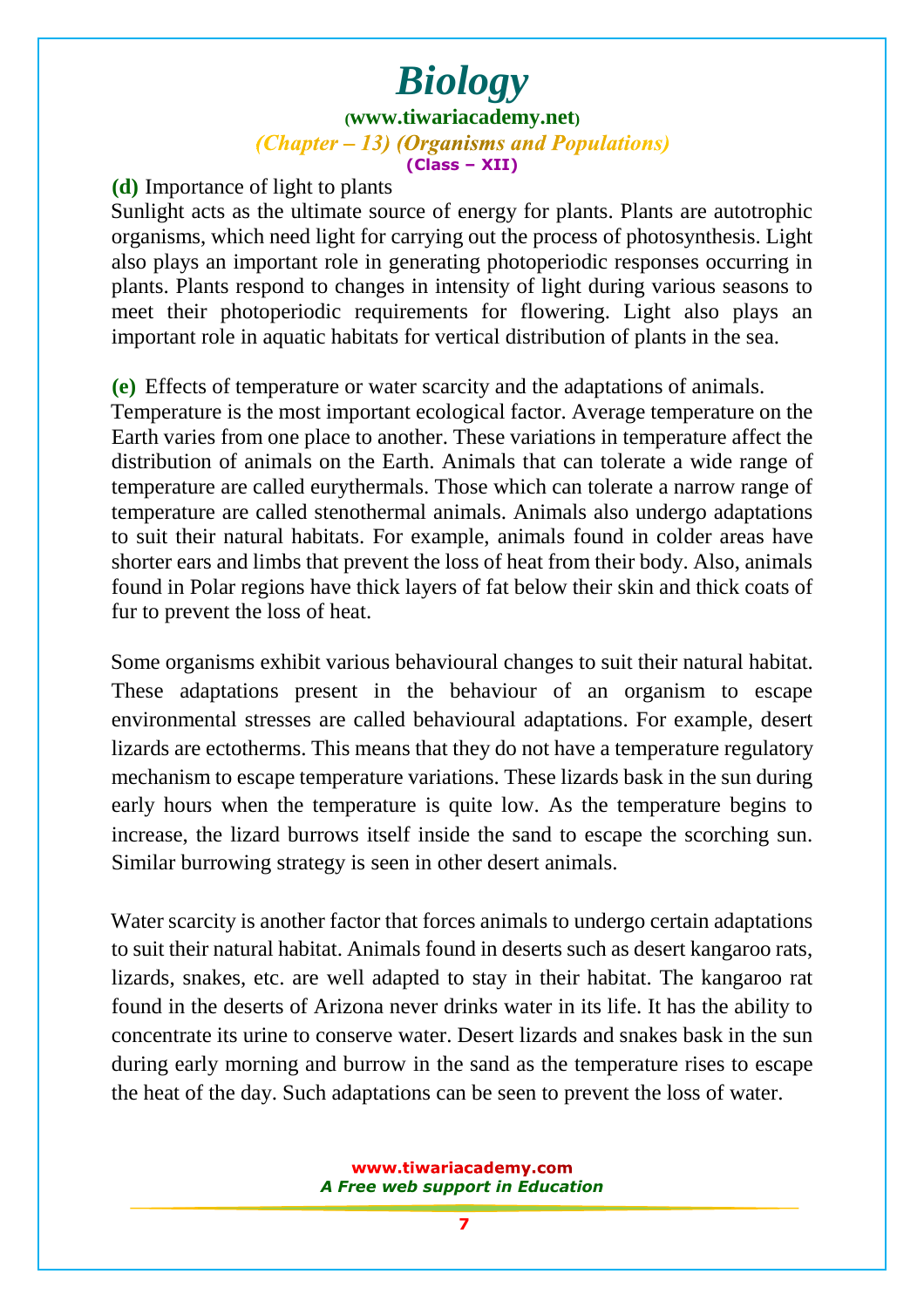**(d)** Importance of light to plants

Sunlight acts as the ultimate source of energy for plants. Plants are autotrophic organisms, which need light for carrying out the process of photosynthesis. Light also plays an important role in generating photoperiodic responses occurring in plants. Plants respond to changes in intensity of light during various seasons to meet their photoperiodic requirements for flowering. Light also plays an important role in aquatic habitats for vertical distribution of plants in the sea.

**(e)** Effects of temperature or water scarcity and the adaptations of animals.

Temperature is the most important ecological factor. Average temperature on the Earth varies from one place to another. These variations in temperature affect the distribution of animals on the Earth. Animals that can tolerate a wide range of temperature are called eurythermals. Those which can tolerate a narrow range of temperature are called stenothermal animals. Animals also undergo adaptations to suit their natural habitats. For example, animals found in colder areas have shorter ears and limbs that prevent the loss of heat from their body. Also, animals found in Polar regions have thick layers of fat below their skin and thick coats of fur to prevent the loss of heat.

Some organisms exhibit various behavioural changes to suit their natural habitat. These adaptations present in the behaviour of an organism to escape environmental stresses are called behavioural adaptations. For example, desert lizards are ectotherms. This means that they do not have a temperature regulatory mechanism to escape temperature variations. These lizards bask in the sun during early hours when the temperature is quite low. As the temperature begins to increase, the lizard burrows itself inside the sand to escape the scorching sun. Similar burrowing strategy is seen in other desert animals.

Water scarcity is another factor that forces animals to undergo certain adaptations to suit their natural habitat. Animals found in deserts such as desert kangaroo rats, lizards, snakes, etc. are well adapted to stay in their habitat. The kangaroo rat found in the deserts of Arizona never drinks water in its life. It has the ability to concentrate its urine to conserve water. Desert lizards and snakes bask in the sun during early morning and burrow in the sand as the temperature rises to escape the heat of the day. Such adaptations can be seen to prevent the loss of water.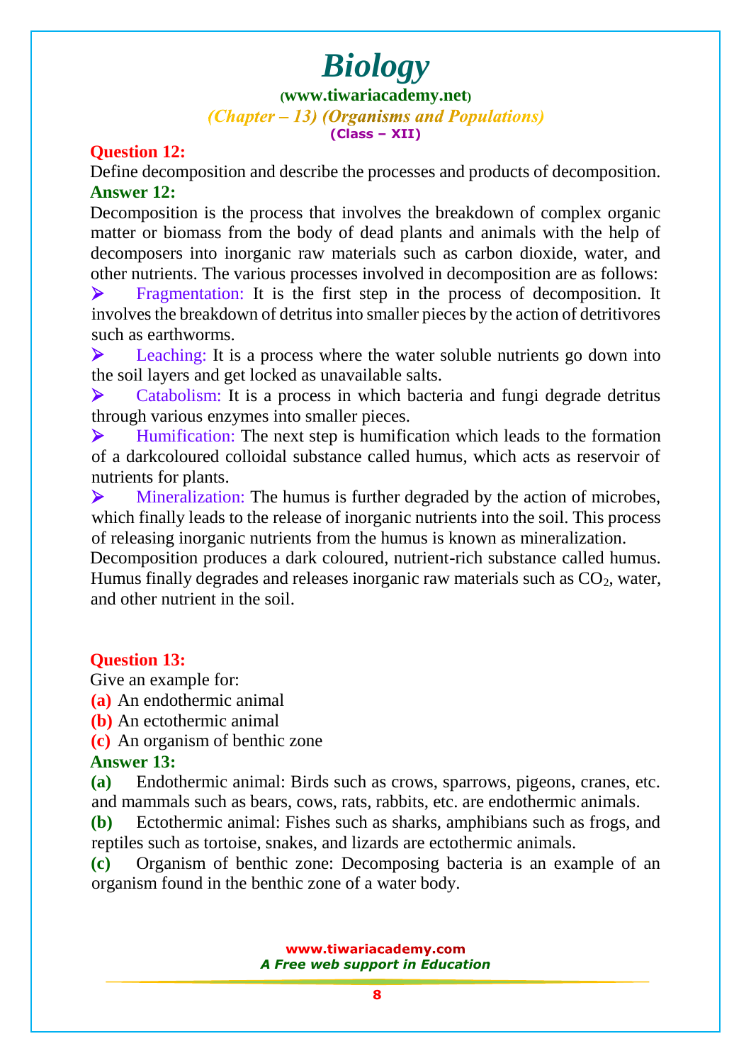**Question 12:**

Define decomposition and describe the processes and products of decomposition.

**Answer 12:**

Decomposition is the process that involves the breakdown of complex organic matter or biomass from the body of dead plants and animals with the help of decomposers into inorganic raw materials such as carbon dioxide, water, and other nutrients. The various processes involved in decomposition are as follows:

- Fragmentation: It is the first step in the process of decomposition. It involves the breakdown of detritus into smaller pieces by the action of detritivores such as earthworms.
- Leaching: It is a process where the water soluble nutrients go down into the soil layers and get locked as unavailable salts.
- Catabolism: It is a process in which bacteria and fungi degrade detritus through various enzymes into smaller pieces.
- Humification: The next step is humification which leads to the formation of a darkcoloured colloidal substance called humus, which acts as reservoir of nutrients for plants.
- Mineralization: The humus is further degraded by the action of microbes, which finally leads to the release of inorganic nutrients into the soil. This process of releasing inorganic nutrients from the humus is known as mineralization.

Decomposition produces a dark coloured, nutrient-rich substance called humus. Humus finally degrades and releases inorganic raw materials such as $CO_2$, water, and other nutrient in the soil.

**Question 13:**

Give an example for:

**(a)** An endothermic animal

**(b)** An ectothermic animal

**(c)** An organism of benthic zone

**Answer 13:**

**(a)** Endothermic animal: Birds such as crows, sparrows, pigeons, cranes, etc. and mammals such as bears, cows, rats, rabbits, etc. are endothermic animals.

**(b)** Ectothermic animal: Fishes such as sharks, amphibians such as frogs, and reptiles such as tortoise, snakes, and lizards are ectothermic animals.

**(c)** Organism of benthic zone: Decomposing bacteria is an example of an organism found in the benthic zone of a water body.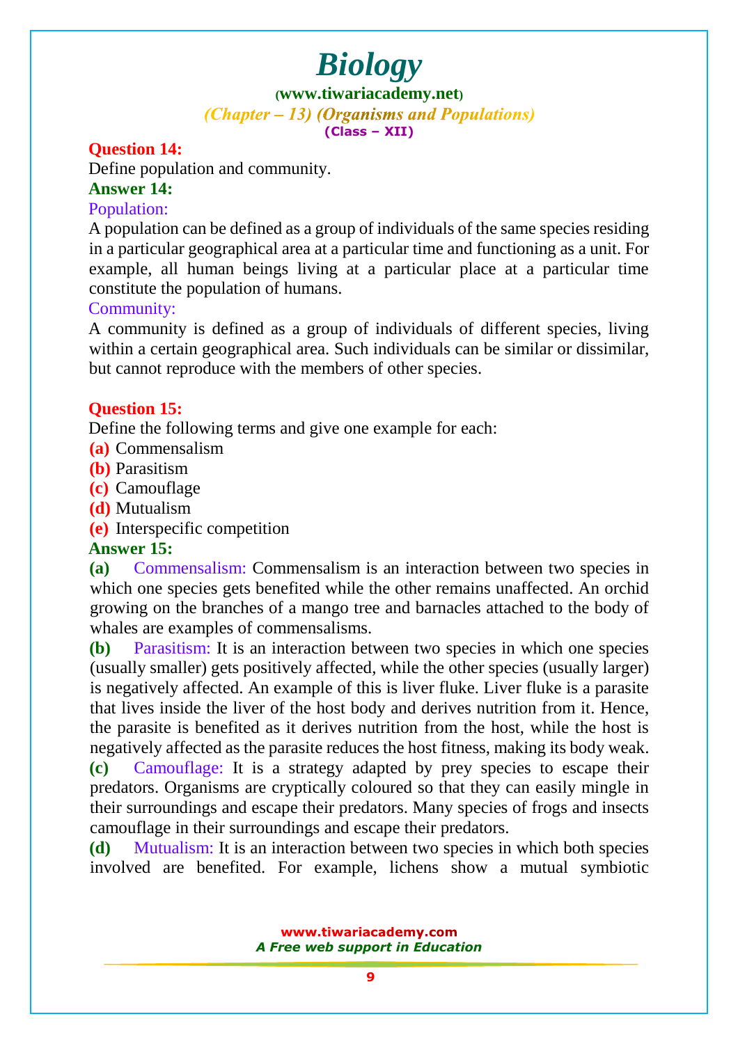**Question 14:**

Define population and community.

**Answer 14:**

Population:

A population can be defined as a group of individuals of the same species residing in a particular geographical area at a particular time and functioning as a unit. For example, all human beings living at a particular place at a particular time constitute the population of humans.

Community:

A community is defined as a group of individuals of different species, living within a certain geographical area. Such individuals can be similar or dissimilar, but cannot reproduce with the members of other species.

**Question 15:**

Define the following terms and give one example for each:

**(a)** Commensalism
**(b)** Parasitism
**(c)** Camouflage
**(d)** Mutualism
**(e)** Interspecific competition

**Answer 15:**

**(a)** Commensalism: Commensalism is an interaction between two species in which one species gets benefited while the other remains unaffected. An orchid growing on the branches of a mango tree and barnacles attached to the body of whales are examples of commensalisms.

**(b)** Parasitism: It is an interaction between two species in which one species (usually smaller) gets positively affected, while the other species (usually larger) is negatively affected. An example of this is liver fluke. Liver fluke is a parasite that lives inside the liver of the host body and derives nutrition from it. Hence, the parasite is benefited as it derives nutrition from the host, while the host is negatively affected as the parasite reduces the host fitness, making its body weak.

**(c)** Camouflage: It is a strategy adapted by prey species to escape their predators. Organisms are cryptically coloured so that they can easily mingle in their surroundings and escape their predators. Many species of frogs and insects camouflage in their surroundings and escape their predators.

**(d)** Mutualism: It is an interaction between two species in which both species involved are benefited. For example, lichens show a mutual symbiotic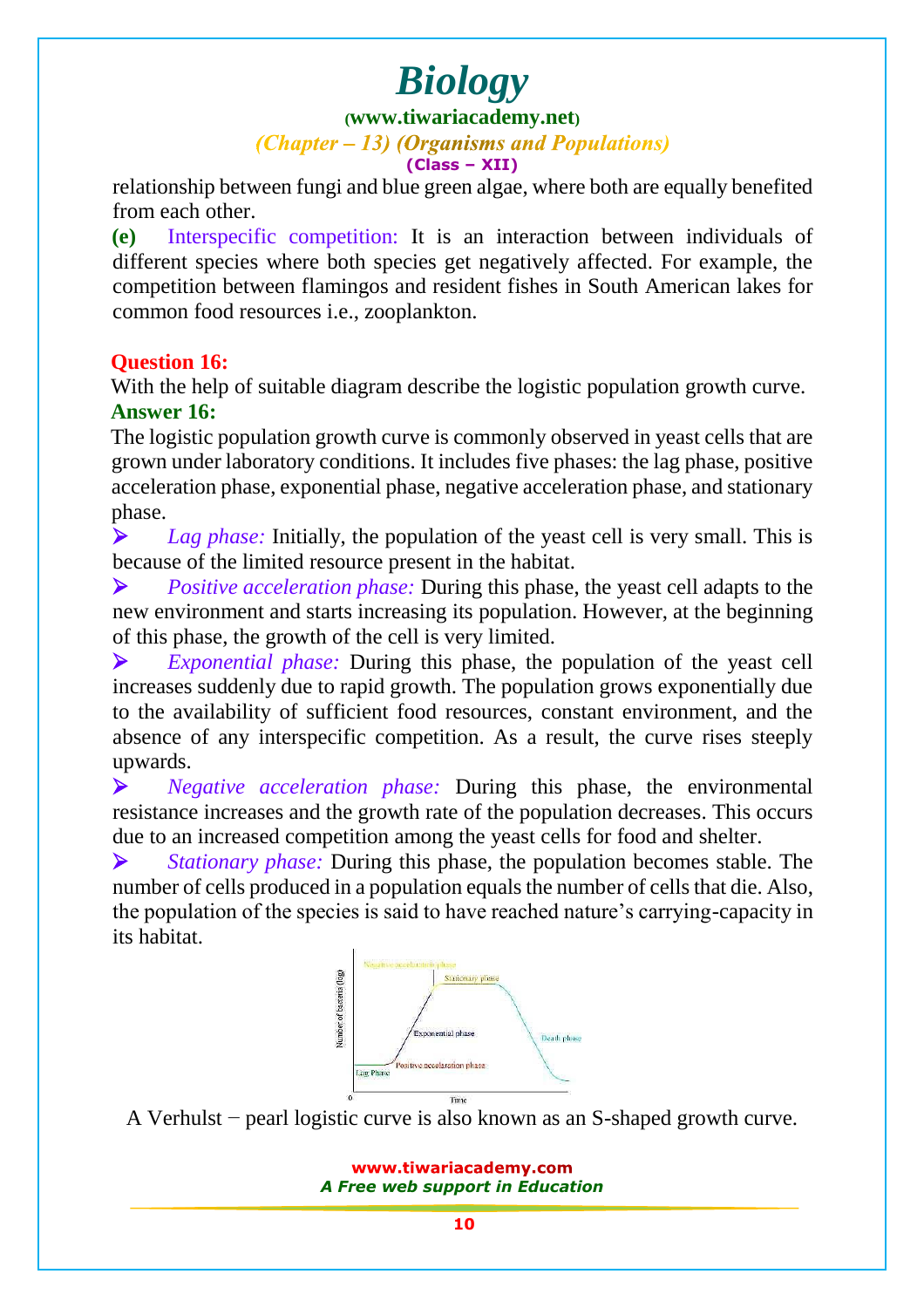relationship between fungi and blue green algae, where both are equally benefited from each other.

**(e)** Interspecific competition: It is an interaction between individuals of different species where both species get negatively affected. For example, the competition between flamingos and resident fishes in South American lakes for common food resources i.e., zooplankton.

**Question 16:**

With the help of suitable diagram describe the logistic population growth curve.

**Answer 16:**

The logistic population growth curve is commonly observed in yeast cells that are grown under laboratory conditions. It includes five phases: the lag phase, positive acceleration phase, exponential phase, negative acceleration phase, and stationary phase.

- *Lag phase:* Initially, the population of the yeast cell is very small. This is because of the limited resource present in the habitat.
- *Positive acceleration phase:* During this phase, the yeast cell adapts to the new environment and starts increasing its population. However, at the beginning of this phase, the growth of the cell is very limited.
- *Exponential phase:* During this phase, the population of the yeast cell increases suddenly due to rapid growth. The population grows exponentially due to the availability of sufficient food resources, constant environment, and the absence of any interspecific competition. As a result, the curve rises steeply upwards.
- *Negative acceleration phase:* During this phase, the environmental resistance increases and the growth rate of the population decreases. This occurs due to an increased competition among the yeast cells for food and shelter.
- *Stationary phase:* During this phase, the population becomes stable. The number of cells produced in a population equals the number of cells that die. Also, the population of the species is said to have reached nature's carrying-capacity in its habitat.

A Verhulst − pearl logistic curve is also known as an S-shaped growth curve.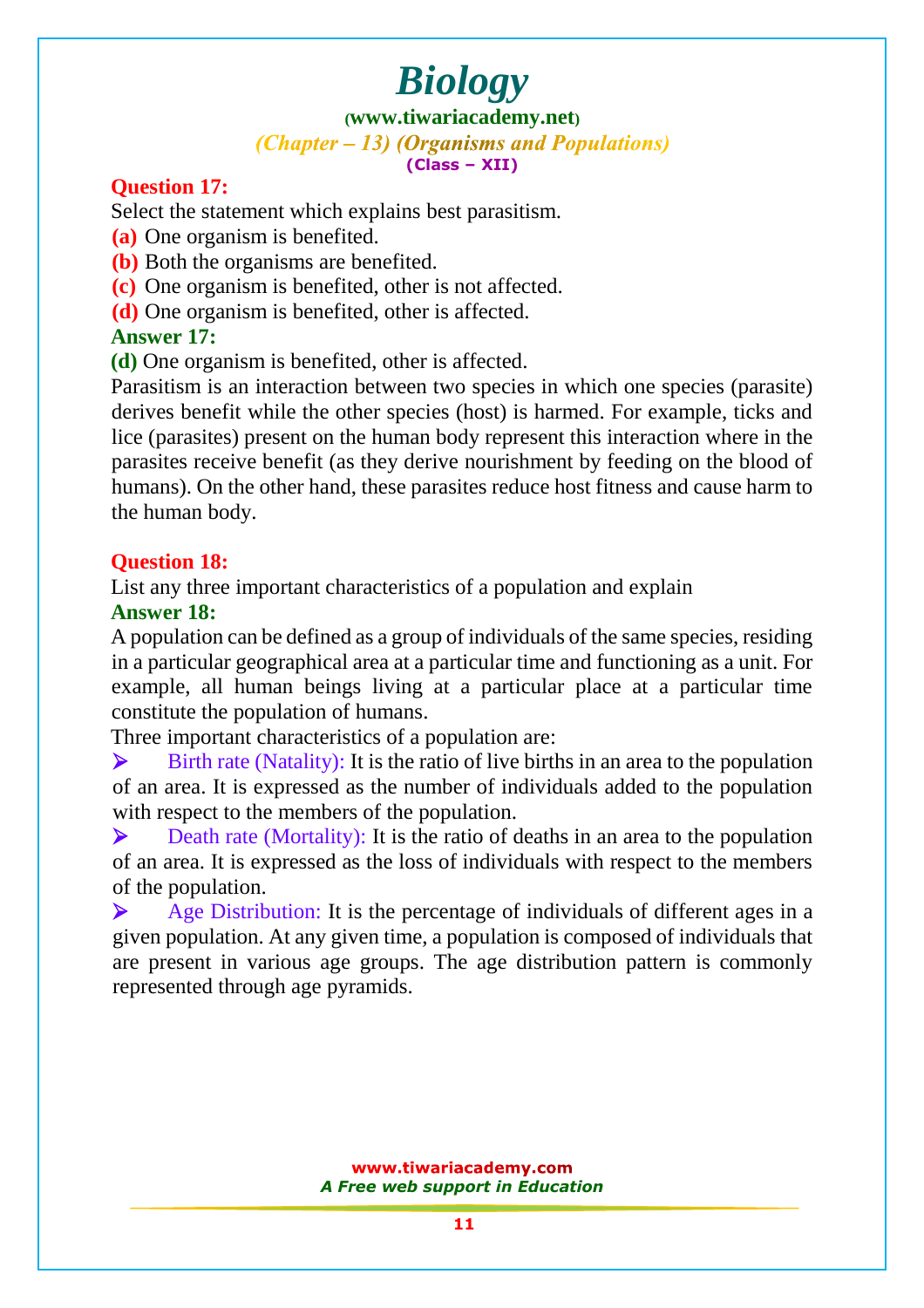**Question 17:**

Select the statement which explains best parasitism.

**(a)** One organism is benefited.
**(b)** Both the organisms are benefited.
**(c)** One organism is benefited, other is not affected.
**(d)** One organism is benefited, other is affected.

**Answer 17:**

**(d)** One organism is benefited, other is affected.

Parasitism is an interaction between two species in which one species (parasite) derives benefit while the other species (host) is harmed. For example, ticks and lice (parasites) present on the human body represent this interaction where in the parasites receive benefit (as they derive nourishment by feeding on the blood of humans). On the other hand, these parasites reduce host fitness and cause harm to the human body.

**Question 18:**

List any three important characteristics of a population and explain

**Answer 18:**

A population can be defined as a group of individuals of the same species, residing in a particular geographical area at a particular time and functioning as a unit. For example, all human beings living at a particular place at a particular time constitute the population of humans.

Three important characteristics of a population are:

- Birth rate (Natality): It is the ratio of live births in an area to the population of an area. It is expressed as the number of individuals added to the population with respect to the members of the population.
- Death rate (Mortality): It is the ratio of deaths in an area to the population of an area. It is expressed as the loss of individuals with respect to the members of the population.
- Age Distribution: It is the percentage of individuals of different ages in a given population. At any given time, a population is composed of individuals that are present in various age groups. The age distribution pattern is commonly represented through age pyramids.